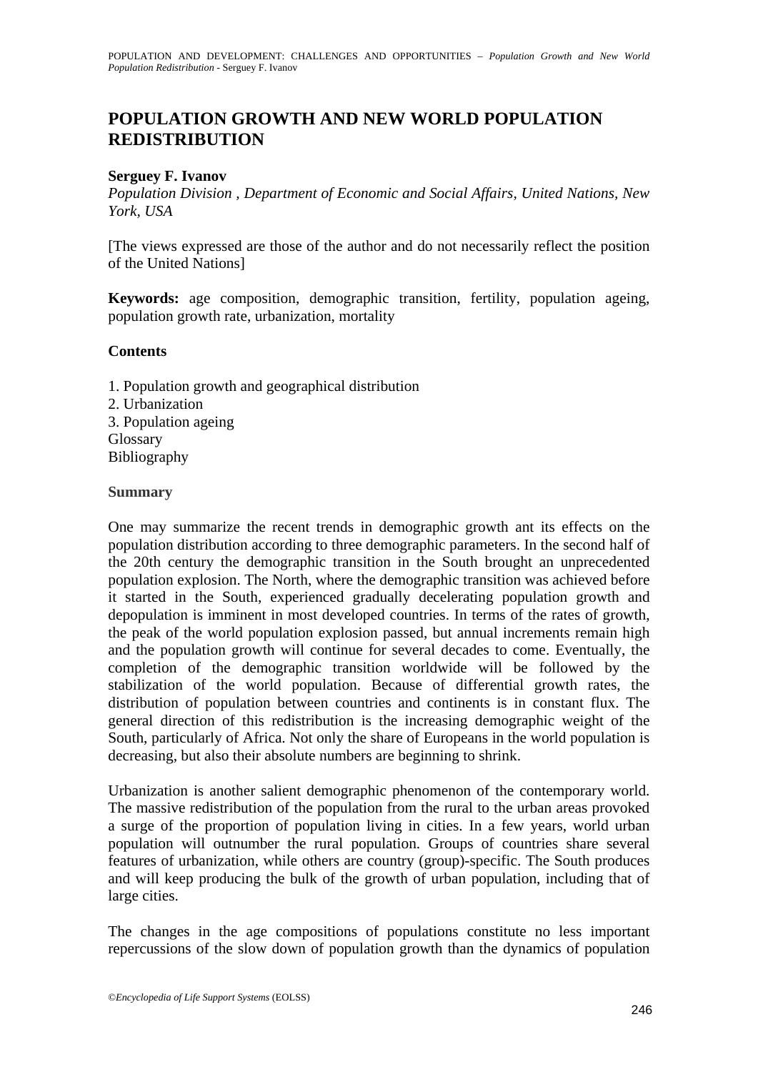# POPULATION GROWTH AND NEW WORLD POPULATION REDISTRIBUTION

**Serguey F. Ivanov**

*Population Division , Department of Economic and Social Affairs, United Nations, New York, USA*

[The views expressed are those of the author and do not necessarily reflect the position of the United Nations]

**Keywords:** age composition, demographic transition, fertility, population ageing, population growth rate, urbanization, mortality

### Contents

1. Population growth and geographical distribution
2. Urbanization
3. Population ageing

Glossary
Bibliography

### Summary

One may summarize the recent trends in demographic growth ant its effects on the population distribution according to three demographic parameters. In the second half of the 20th century the demographic transition in the South brought an unprecedented population explosion. The North, where the demographic transition was achieved before it started in the South, experienced gradually decelerating population growth and depopulation is imminent in most developed countries. In terms of the rates of growth, the peak of the world population explosion passed, but annual increments remain high and the population growth will continue for several decades to come. Eventually, the completion of the demographic transition worldwide will be followed by the stabilization of the world population. Because of differential growth rates, the distribution of population between countries and continents is in constant flux. The general direction of this redistribution is the increasing demographic weight of the South, particularly of Africa. Not only the share of Europeans in the world population is decreasing, but also their absolute numbers are beginning to shrink.

Urbanization is another salient demographic phenomenon of the contemporary world. The massive redistribution of the population from the rural to the urban areas provoked a surge of the proportion of population living in cities. In a few years, world urban population will outnumber the rural population. Groups of countries share several features of urbanization, while others are country (group)-specific. The South produces and will keep producing the bulk of the growth of urban population, including that of large cities.

The changes in the age compositions of populations constitute no less important repercussions of the slow down of population growth than the dynamics of population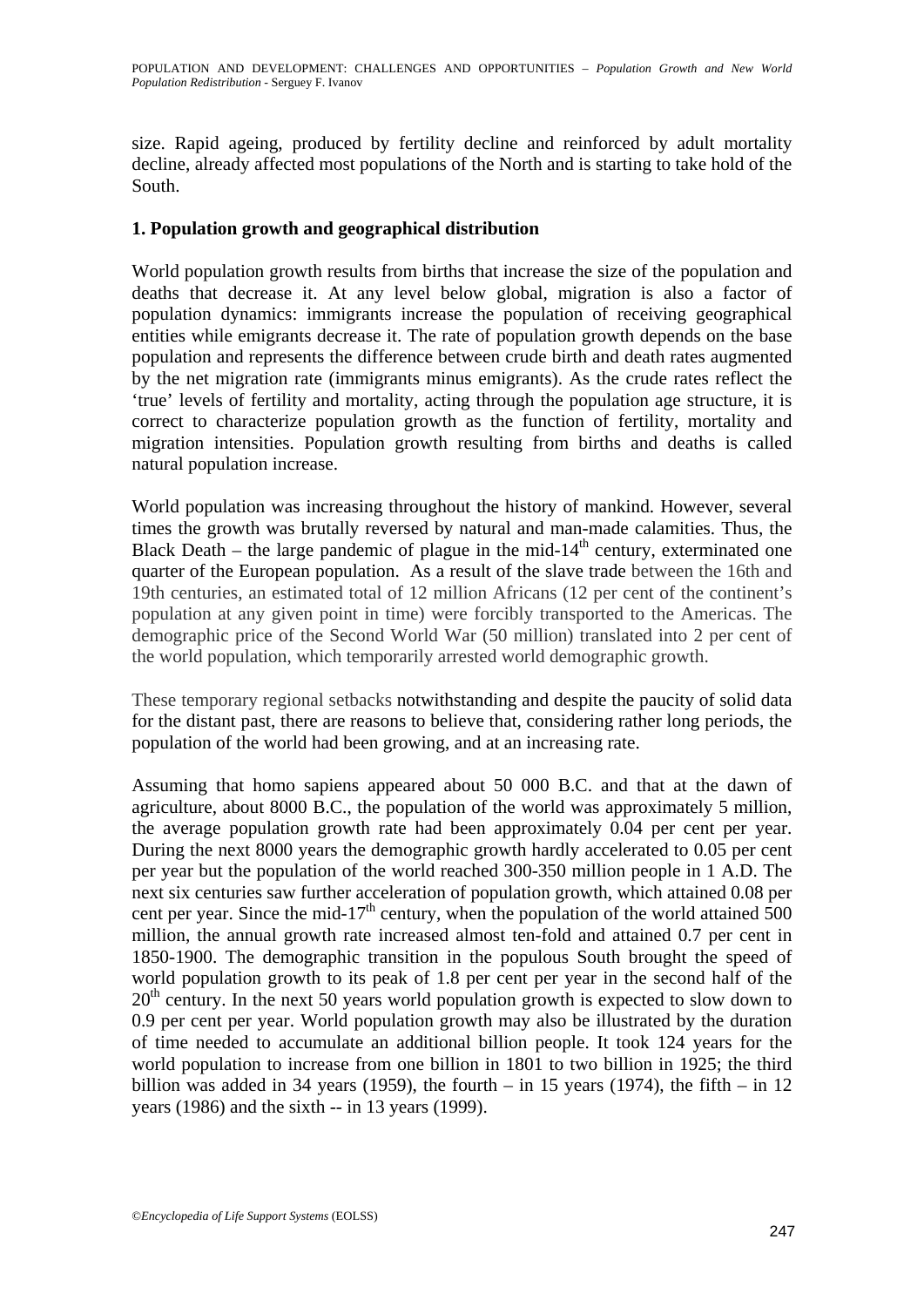size. Rapid ageing, produced by fertility decline and reinforced by adult mortality decline, already affected most populations of the North and is starting to take hold of the South.

## 1. Population growth and geographical distribution

World population growth results from births that increase the size of the population and deaths that decrease it. At any level below global, migration is also a factor of population dynamics: immigrants increase the population of receiving geographical entities while emigrants decrease it. The rate of population growth depends on the base population and represents the difference between crude birth and death rates augmented by the net migration rate (immigrants minus emigrants). As the crude rates reflect the 'true' levels of fertility and mortality, acting through the population age structure, it is correct to characterize population growth as the function of fertility, mortality and migration intensities. Population growth resulting from births and deaths is called natural population increase.

World population was increasing throughout the history of mankind. However, several times the growth was brutally reversed by natural and man-made calamities. Thus, the Black Death – the large pandemic of plague in the mid-14$^{th}$ century, exterminated one quarter of the European population. As a result of the slave trade between the 16th and 19th centuries, an estimated total of 12 million Africans (12 per cent of the continent's population at any given point in time) were forcibly transported to the Americas. The demographic price of the Second World War (50 million) translated into 2 per cent of the world population, which temporarily arrested world demographic growth.

These temporary regional setbacks notwithstanding and despite the paucity of solid data for the distant past, there are reasons to believe that, considering rather long periods, the population of the world had been growing, and at an increasing rate.

Assuming that homo sapiens appeared about 50 000 B.C. and that at the dawn of agriculture, about 8000 B.C., the population of the world was approximately 5 million, the average population growth rate had been approximately 0.04 per cent per year. During the next 8000 years the demographic growth hardly accelerated to 0.05 per cent per year but the population of the world reached 300-350 million people in 1 A.D. The next six centuries saw further acceleration of population growth, which attained 0.08 per cent per year. Since the mid-17$^{th}$ century, when the population of the world attained 500 million, the annual growth rate increased almost ten-fold and attained 0.7 per cent in 1850-1900. The demographic transition in the populous South brought the speed of world population growth to its peak of 1.8 per cent per year in the second half of the 20$^{th}$ century. In the next 50 years world population growth is expected to slow down to 0.9 per cent per year. World population growth may also be illustrated by the duration of time needed to accumulate an additional billion people. It took 124 years for the world population to increase from one billion in 1801 to two billion in 1925; the third billion was added in 34 years (1959), the fourth – in 15 years (1974), the fifth – in 12 years (1986) and the sixth -- in 13 years (1999).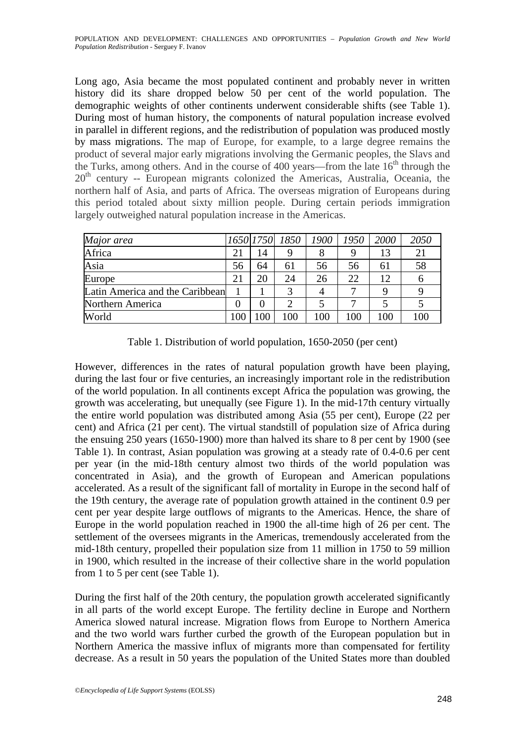Long ago, Asia became the most populated continent and probably never in written history did its share dropped below 50 per cent of the world population. The demographic weights of other continents underwent considerable shifts (see Table 1). During most of human history, the components of natural population increase evolved in parallel in different regions, and the redistribution of population was produced mostly by mass migrations. The map of Europe, for example, to a large degree remains the product of several major early migrations involving the Germanic peoples, the Slavs and the Turks, among others. And in the course of 400 years—from the late 16th through the 20th century -- European migrants colonized the Americas, Australia, Oceania, the northern half of Asia, and parts of Africa. The overseas migration of Europeans during this period totaled about sixty million people. During certain periods immigration largely outweighed natural population increase in the Americas.

| *Major area* | *1650* | *1750* | *1850* | *1900* | *1950* | *2000* | *2050* |
|---|---|---|---|---|---|---|---|
| Africa | 21 | 14 | 9 | 8 | 9 | 13 | 21 |
| Asia | 56 | 64 | 61 | 56 | 56 | 61 | 58 |
| Europe | 21 | 20 | 24 | 26 | 22 | 12 | 6 |
| Latin America and the Caribbean | 1 | 1 | 3 | 4 | 7 | 9 | 9 |
| Northern America | 0 | 0 | 2 | 5 | 7 | 5 | 5 |
| World | 100 | 100 | 100 | 100 | 100 | 100 | 100 |

Table 1. Distribution of world population, 1650-2050 (per cent)

However, differences in the rates of natural population growth have been playing, during the last four or five centuries, an increasingly important role in the redistribution of the world population. In all continents except Africa the population was growing, the growth was accelerating, but unequally (see Figure 1). In the mid-17th century virtually the entire world population was distributed among Asia (55 per cent), Europe (22 per cent) and Africa (21 per cent). The virtual standstill of population size of Africa during the ensuing 250 years (1650-1900) more than halved its share to 8 per cent by 1900 (see Table 1). In contrast, Asian population was growing at a steady rate of 0.4-0.6 per cent per year (in the mid-18th century almost two thirds of the world population was concentrated in Asia), and the growth of European and American populations accelerated. As a result of the significant fall of mortality in Europe in the second half of the 19th century, the average rate of population growth attained in the continent 0.9 per cent per year despite large outflows of migrants to the Americas. Hence, the share of Europe in the world population reached in 1900 the all-time high of 26 per cent. The settlement of the oversees migrants in the Americas, tremendously accelerated from the mid-18th century, propelled their population size from 11 million in 1750 to 59 million in 1900, which resulted in the increase of their collective share in the world population from 1 to 5 per cent (see Table 1).

During the first half of the 20th century, the population growth accelerated significantly in all parts of the world except Europe. The fertility decline in Europe and Northern America slowed natural increase. Migration flows from Europe to Northern America and the two world wars further curbed the growth of the European population but in Northern America the massive influx of migrants more than compensated for fertility decrease. As a result in 50 years the population of the United States more than doubled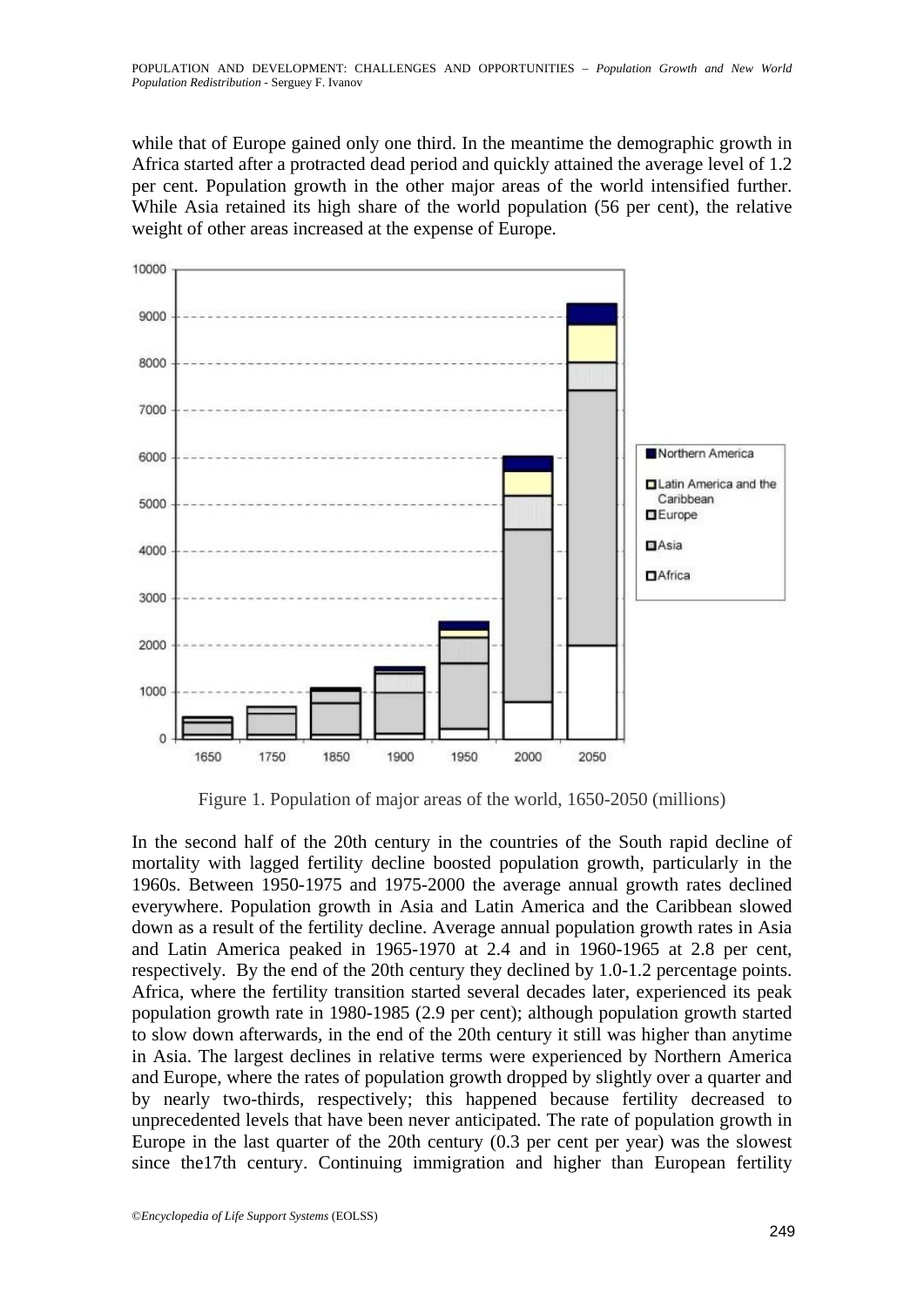while that of Europe gained only one third. In the meantime the demographic growth in Africa started after a protracted dead period and quickly attained the average level of 1.2 per cent. Population growth in the other major areas of the world intensified further. While Asia retained its high share of the world population (56 per cent), the relative weight of other areas increased at the expense of Europe.

Figure 1. Population of major areas of the world, 1650-2050 (millions)

In the second half of the 20th century in the countries of the South rapid decline of mortality with lagged fertility decline boosted population growth, particularly in the 1960s. Between 1950-1975 and 1975-2000 the average annual growth rates declined everywhere. Population growth in Asia and Latin America and the Caribbean slowed down as a result of the fertility decline. Average annual population growth rates in Asia and Latin America peaked in 1965-1970 at 2.4 and in 1960-1965 at 2.8 per cent, respectively. By the end of the 20th century they declined by 1.0-1.2 percentage points. Africa, where the fertility transition started several decades later, experienced its peak population growth rate in 1980-1985 (2.9 per cent); although population growth started to slow down afterwards, in the end of the 20th century it still was higher than anytime in Asia. The largest declines in relative terms were experienced by Northern America and Europe, where the rates of population growth dropped by slightly over a quarter and by nearly two-thirds, respectively; this happened because fertility decreased to unprecedented levels that have been never anticipated. The rate of population growth in Europe in the last quarter of the 20th century (0.3 per cent per year) was the slowest since the17th century. Continuing immigration and higher than European fertility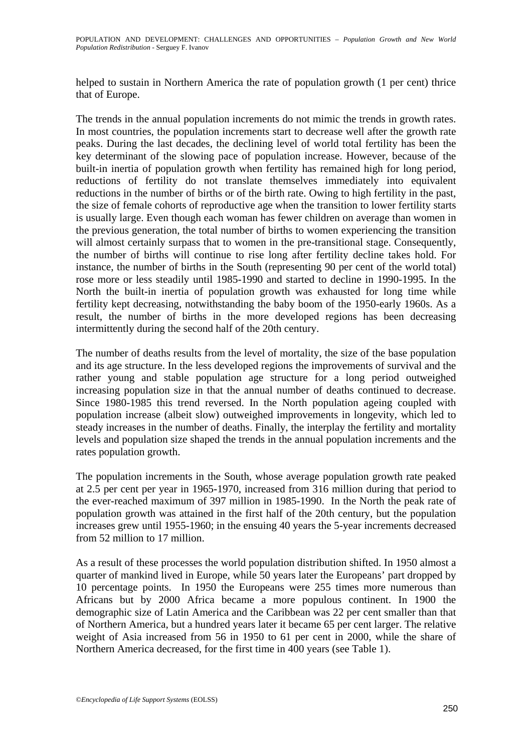helped to sustain in Northern America the rate of population growth (1 per cent) thrice that of Europe.

The trends in the annual population increments do not mimic the trends in growth rates. In most countries, the population increments start to decrease well after the growth rate peaks. During the last decades, the declining level of world total fertility has been the key determinant of the slowing pace of population increase. However, because of the built-in inertia of population growth when fertility has remained high for long period, reductions of fertility do not translate themselves immediately into equivalent reductions in the number of births or of the birth rate. Owing to high fertility in the past, the size of female cohorts of reproductive age when the transition to lower fertility starts is usually large. Even though each woman has fewer children on average than women in the previous generation, the total number of births to women experiencing the transition will almost certainly surpass that to women in the pre-transitional stage. Consequently, the number of births will continue to rise long after fertility decline takes hold. For instance, the number of births in the South (representing 90 per cent of the world total) rose more or less steadily until 1985-1990 and started to decline in 1990-1995. In the North the built-in inertia of population growth was exhausted for long time while fertility kept decreasing, notwithstanding the baby boom of the 1950-early 1960s. As a result, the number of births in the more developed regions has been decreasing intermittently during the second half of the 20th century.

The number of deaths results from the level of mortality, the size of the base population and its age structure. In the less developed regions the improvements of survival and the rather young and stable population age structure for a long period outweighed increasing population size in that the annual number of deaths continued to decrease. Since 1980-1985 this trend reversed. In the North population ageing coupled with population increase (albeit slow) outweighed improvements in longevity, which led to steady increases in the number of deaths. Finally, the interplay the fertility and mortality levels and population size shaped the trends in the annual population increments and the rates population growth.

The population increments in the South, whose average population growth rate peaked at 2.5 per cent per year in 1965-1970, increased from 316 million during that period to the ever-reached maximum of 397 million in 1985-1990. In the North the peak rate of population growth was attained in the first half of the 20th century, but the population increases grew until 1955-1960; in the ensuing 40 years the 5-year increments decreased from 52 million to 17 million.

As a result of these processes the world population distribution shifted. In 1950 almost a quarter of mankind lived in Europe, while 50 years later the Europeans' part dropped by 10 percentage points. In 1950 the Europeans were 255 times more numerous than Africans but by 2000 Africa became a more populous continent. In 1900 the demographic size of Latin America and the Caribbean was 22 per cent smaller than that of Northern America, but a hundred years later it became 65 per cent larger. The relative weight of Asia increased from 56 in 1950 to 61 per cent in 2000, while the share of Northern America decreased, for the first time in 400 years (see Table 1).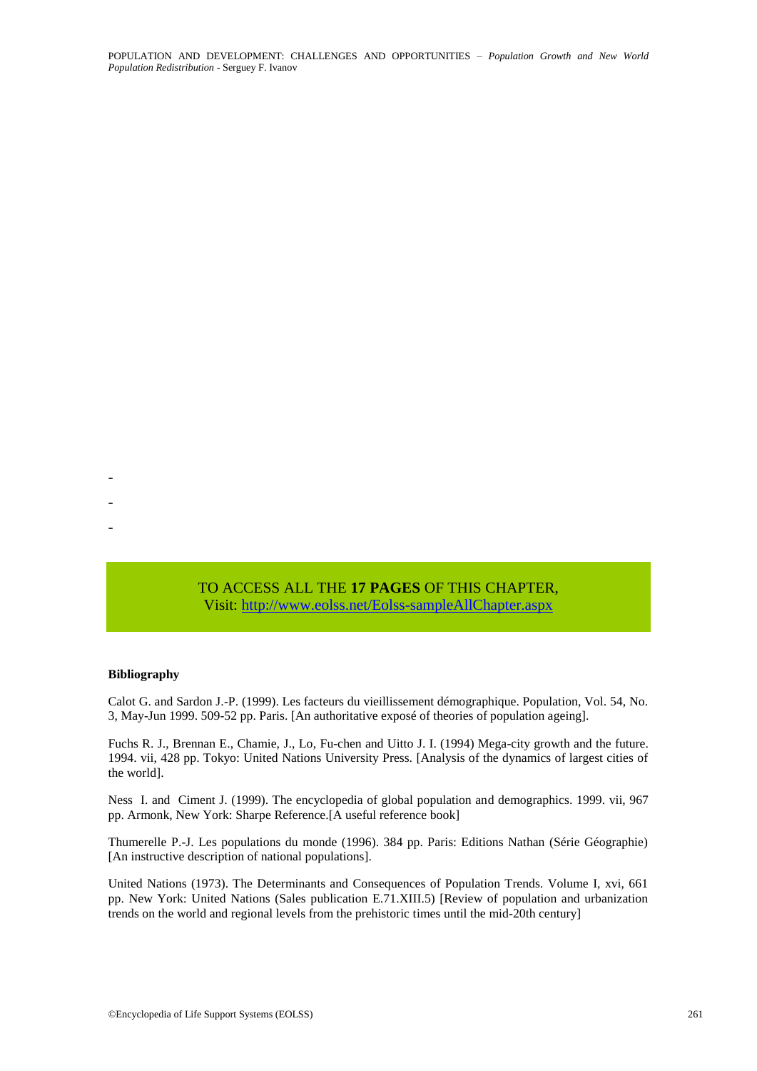-

-

-

TO ACCESS ALL THE **17 PAGES** OF THIS CHAPTER,
Visit: http://www.eolss.net/Eolss-sampleAllChapter.aspx

**Bibliography**

Calot G. and Sardon J.-P. (1999). Les facteurs du vieillissement démographique. Population, Vol. 54, No. 3, May-Jun 1999. 509-52 pp. Paris. [An authoritative exposé of theories of population ageing].

Fuchs R. J., Brennan E., Chamie, J., Lo, Fu-chen and Uitto J. I. (1994) Mega-city growth and the future. 1994. vii, 428 pp. Tokyo: United Nations University Press. [Analysis of the dynamics of largest cities of the world].

Ness I. and Ciment J. (1999). The encyclopedia of global population and demographics. 1999. vii, 967 pp. Armonk, New York: Sharpe Reference.[A useful reference book]

Thumerelle P.-J. Les populations du monde (1996). 384 pp. Paris: Editions Nathan (Série Géographie) [An instructive description of national populations].

United Nations (1973). The Determinants and Consequences of Population Trends. Volume I, xvi, 661 pp. New York: United Nations (Sales publication E.71.XIII.5) [Review of population and urbanization trends on the world and regional levels from the prehistoric times until the mid-20th century]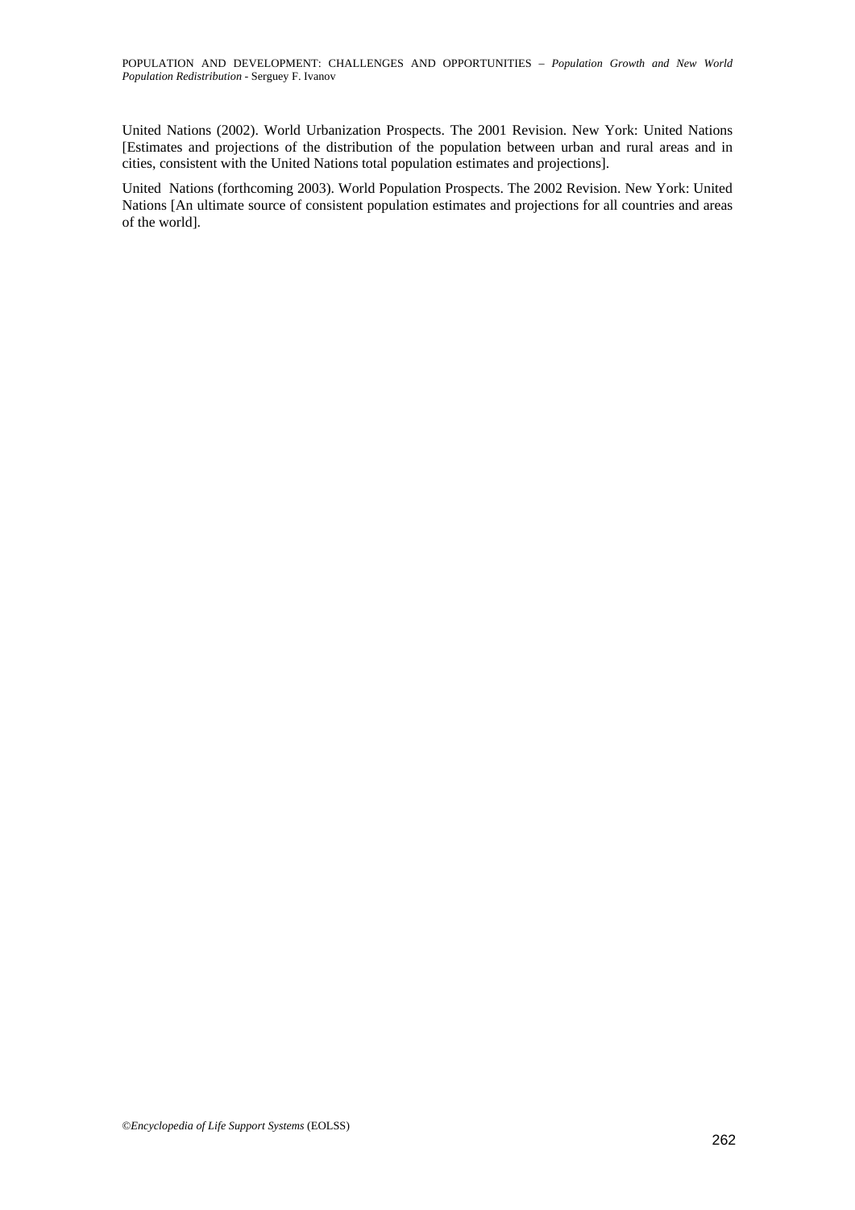United Nations (2002). World Urbanization Prospects. The 2001 Revision. New York: United Nations [Estimates and projections of the distribution of the population between urban and rural areas and in cities, consistent with the United Nations total population estimates and projections].

United Nations (forthcoming 2003). World Population Prospects. The 2002 Revision. New York: United Nations [An ultimate source of consistent population estimates and projections for all countries and areas of the world].